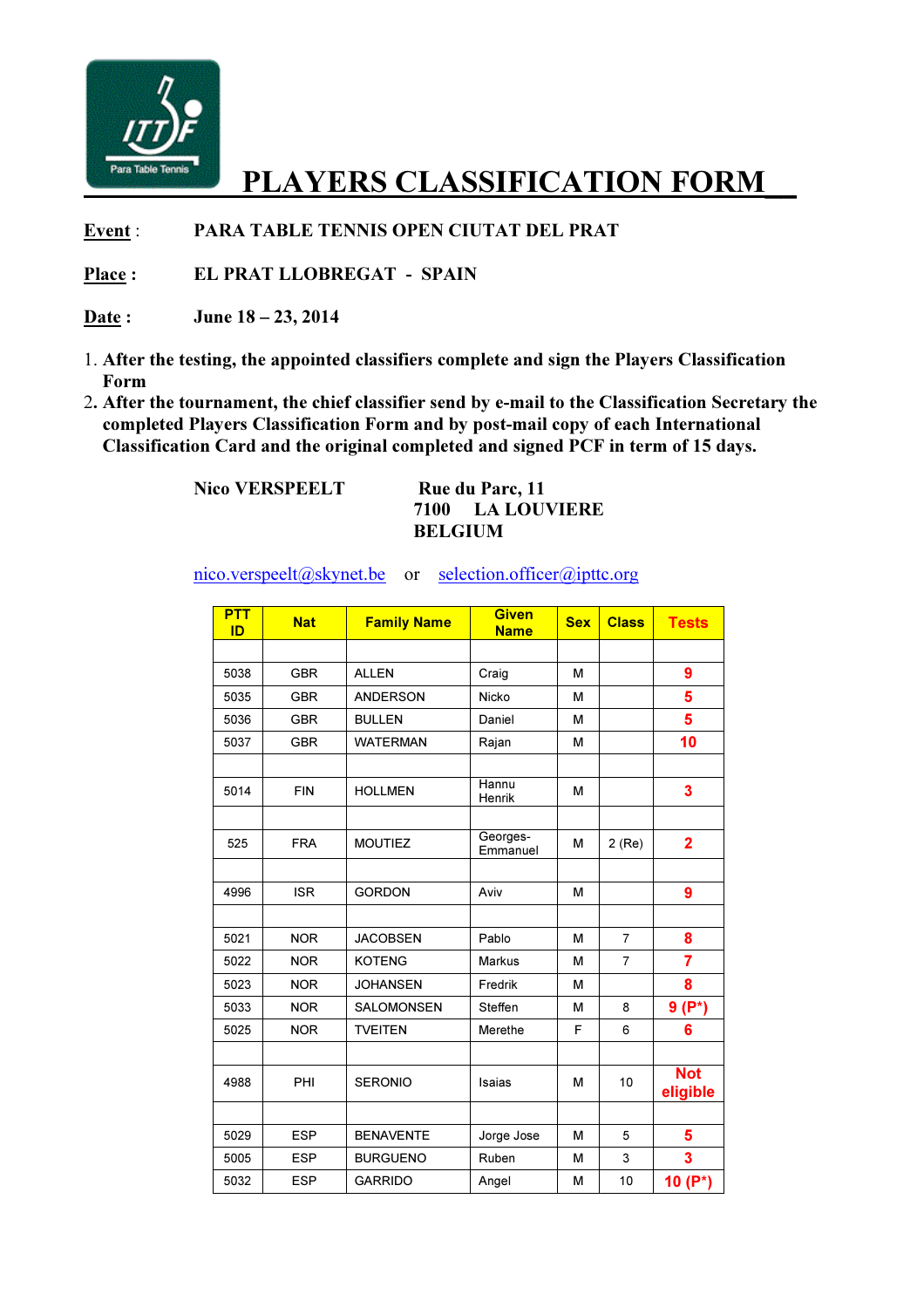# PLAYERS CLASSIFICATION FORM

**Event** : PARA TABLE TENNIS OPEN CIUTAT DEL PRAT

**Place** : EL PRAT LLOBREGAT - SPAIN

**Date** : June 18 – 23, 2014

1. **After the testing, the appointed classifiers complete and sign the Players Classification Form**
2. **After the tournament, the chief classifier send by e-mail to the Classification Secretary the completed Players Classification Form and by post-mail copy of each International Classification Card and the original completed and signed PCF in term of 15 days.**

**Nico VERSPEELT**

**Rue du Parc, 11**
**7100 LA LOUVIERE**
**BELGIUM**

nico.verspeelt@skynet.be or selection.officer@ipttc.org

| PTT ID | Nat | Family Name | Given Name | Sex | Class | Tests |
|---|---|---|---|---|---|---|
| | | | | | | |
| 5038 | GBR | ALLEN | Craig | M | | 9 |
| 5035 | GBR | ANDERSON | Nicko | M | | 5 |
| 5036 | GBR | BULLEN | Daniel | M | | 5 |
| 5037 | GBR | WATERMAN | Rajan | M | | 10 |
| | | | | | | |
| 5014 | FIN | HOLLMEN | Hannu Henrik | M | | 3 |
| | | | | | | |
| 525 | FRA | MOUTIEZ | Georges-Emmanuel | M | 2 (Re) | 2 |
| | | | | | | |
| 4996 | ISR | GORDON | Aviv | M | | 9 |
| | | | | | | |
| 5021 | NOR | JACOBSEN | Pablo | M | 7 | 8 |
| 5022 | NOR | KOTENG | Markus | M | 7 | 7 |
| 5023 | NOR | JOHANSEN | Fredrik | M | | 8 |
| 5033 | NOR | SALOMONSEN | Steffen | M | 8 | 9 (P*) |
| 5025 | NOR | TVEITEN | Merethe | F | 6 | 6 |
| | | | | | | |
| 4988 | PHI | SERONIO | Isaias | M | 10 | Not eligible |
| | | | | | | |
| 5029 | ESP | BENAVENTE | Jorge Jose | M | 5 | 5 |
| 5005 | ESP | BURGUENO | Ruben | M | 3 | 3 |
| 5032 | ESP | GARRIDO | Angel | M | 10 | 10 (P*) |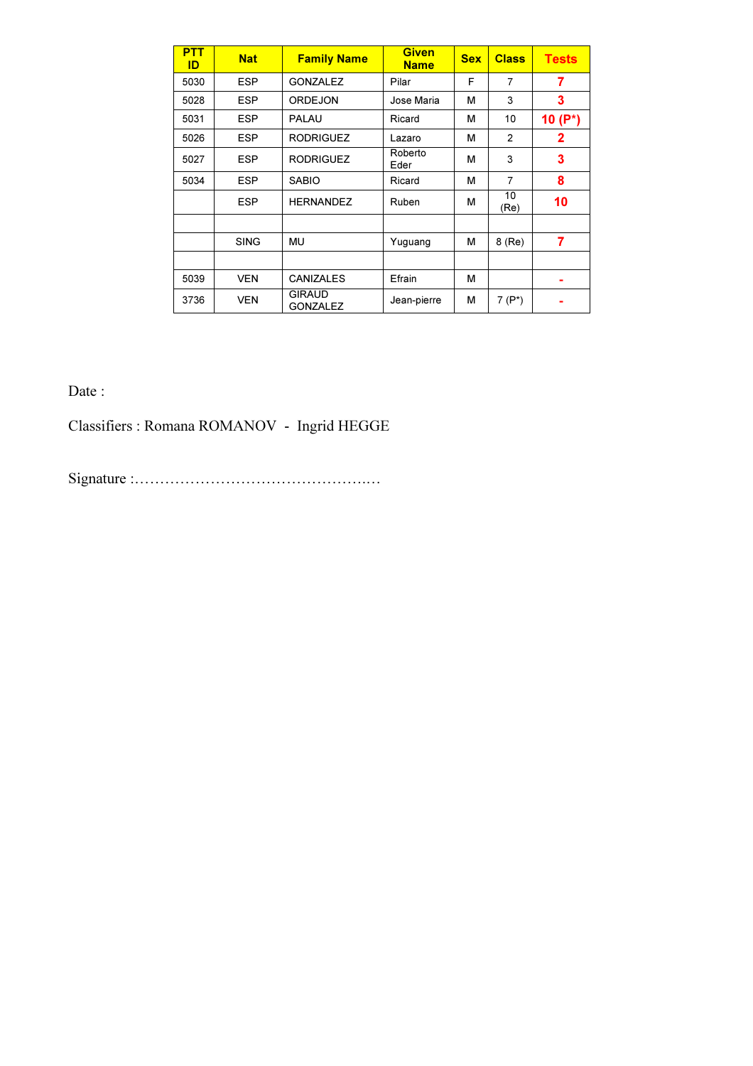| PTT ID | Nat | Family Name | Given Name | Sex | Class | Tests |
|---|---|---|---|---|---|---|
| 5030 | ESP | GONZALEZ | Pilar | F | 7 | 7 |
| 5028 | ESP | ORDEJON | Jose Maria | M | 3 | 3 |
| 5031 | ESP | PALAU | Ricard | M | 10 | 10 (P*) |
| 5026 | ESP | RODRIGUEZ | Lazaro | M | 2 | 2 |
| 5027 | ESP | RODRIGUEZ | Roberto Eder | M | 3 | 3 |
| 5034 | ESP | SABIO | Ricard | M | 7 | 8 |
| | ESP | HERNANDEZ | Ruben | M | 10 (Re) | 10 |
| | | | | | | |
| | SING | MU | Yuguang | M | 8 (Re) | 7 |
| | | | | | | |
| 5039 | VEN | CANIZALES | Efrain | M | | - |
| 3736 | VEN | GIRAUD GONZALEZ | Jean-pierre | M | 7 (P*) | - |

Date :

Classifiers : Romana ROMANOV - Ingrid HEGGE

Signature :…………………………………………..…